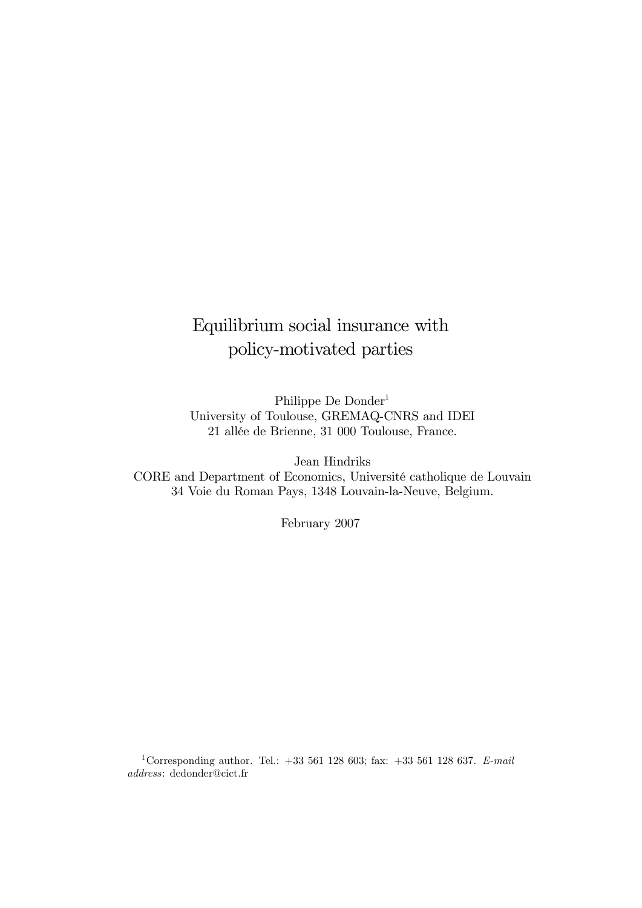# Equilibrium social insurance with policy-motivated parties

Philippe De Donder[1]
University of Toulouse, GREMAQ-CNRS and IDEI
21 allée de Brienne, 31 000 Toulouse, France.

Jean Hindriks
CORE and Department of Economics, Université catholique de Louvain
34 Voie du Roman Pays, 1348 Louvain-la-Neuve, Belgium.

February 2007

[1]Corresponding author. Tel.: +33 561 128 603; fax: +33 561 128 637. *E-mail address*: dedonder@cict.fr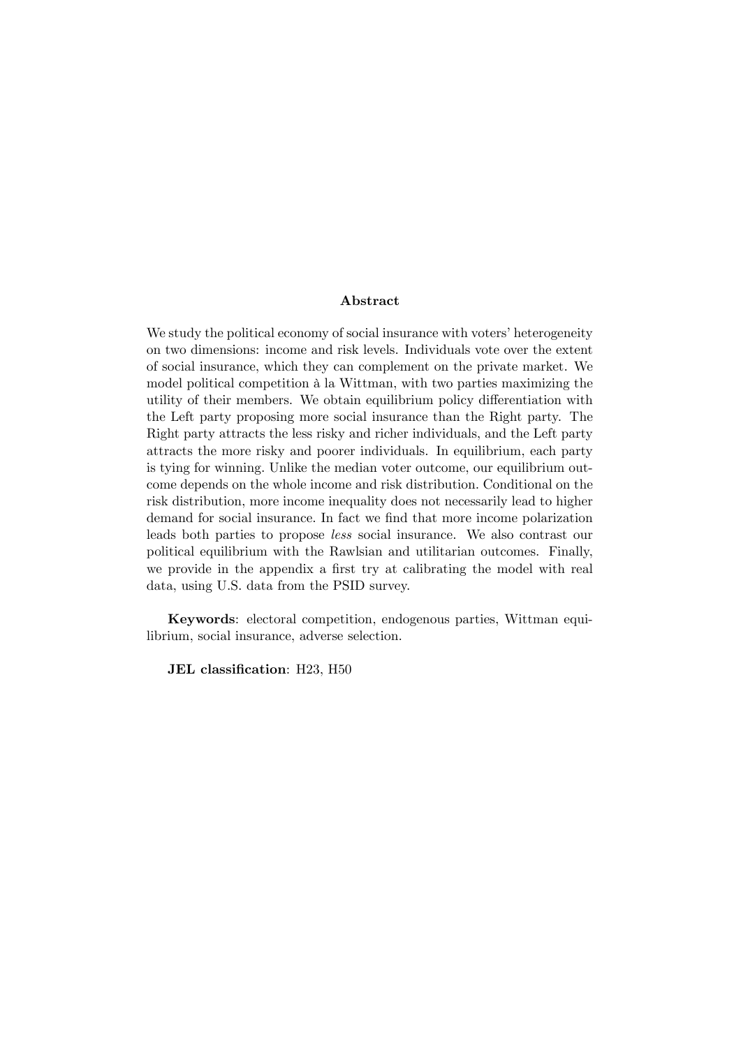## Abstract

We study the political economy of social insurance with voters' heterogeneity on two dimensions: income and risk levels. Individuals vote over the extent of social insurance, which they can complement on the private market. We model political competition à la Wittman, with two parties maximizing the utility of their members. We obtain equilibrium policy differentiation with the Left party proposing more social insurance than the Right party. The Right party attracts the less risky and richer individuals, and the Left party attracts the more risky and poorer individuals. In equilibrium, each party is tying for winning. Unlike the median voter outcome, our equilibrium outcome depends on the whole income and risk distribution. Conditional on the risk distribution, more income inequality does not necessarily lead to higher demand for social insurance. In fact we find that more income polarization leads both parties to propose *less* social insurance. We also contrast our political equilibrium with the Rawlsian and utilitarian outcomes. Finally, we provide in the appendix a first try at calibrating the model with real data, using U.S. data from the PSID survey.

**Keywords**: electoral competition, endogenous parties, Wittman equilibrium, social insurance, adverse selection.

**JEL classification**: H23, H50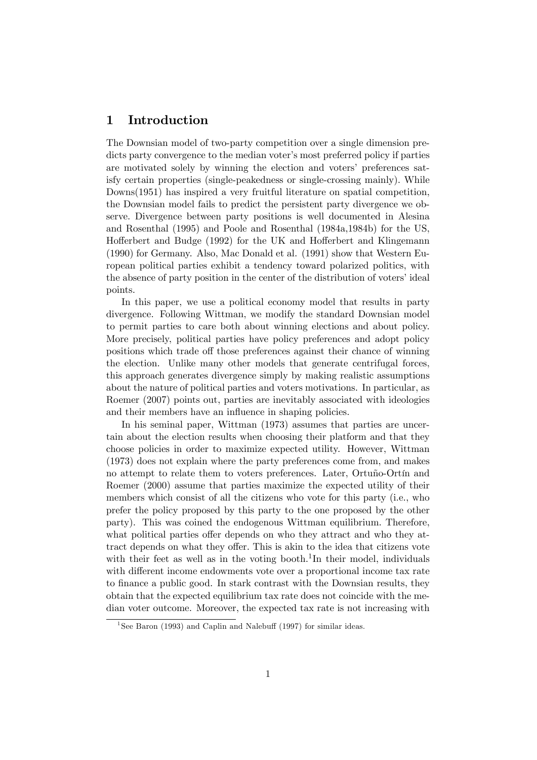# 1 Introduction

The Downsian model of two-party competition over a single dimension predicts party convergence to the median voter's most preferred policy if parties are motivated solely by winning the election and voters' preferences satisfy certain properties (single-peakedness or single-crossing mainly). While Downs(1951) has inspired a very fruitful literature on spatial competition, the Downsian model fails to predict the persistent party divergence we observe. Divergence between party positions is well documented in Alesina and Rosenthal (1995) and Poole and Rosenthal (1984a,1984b) for the US, Hofferbert and Budge (1992) for the UK and Hofferbert and Klingemann (1990) for Germany. Also, Mac Donald et al. (1991) show that Western European political parties exhibit a tendency toward polarized politics, with the absence of party position in the center of the distribution of voters' ideal points.

In this paper, we use a political economy model that results in party divergence. Following Wittman, we modify the standard Downsian model to permit parties to care both about winning elections and about policy. More precisely, political parties have policy preferences and adopt policy positions which trade off those preferences against their chance of winning the election. Unlike many other models that generate centrifugal forces, this approach generates divergence simply by making realistic assumptions about the nature of political parties and voters motivations. In particular, as Roemer (2007) points out, parties are inevitably associated with ideologies and their members have an influence in shaping policies.

In his seminal paper, Wittman (1973) assumes that parties are uncertain about the election results when choosing their platform and that they choose policies in order to maximize expected utility. However, Wittman (1973) does not explain where the party preferences come from, and makes no attempt to relate them to voters preferences. Later, Ortuño-Ortín and Roemer (2000) assume that parties maximize the expected utility of their members which consist of all the citizens who vote for this party (i.e., who prefer the policy proposed by this party to the one proposed by the other party). This was coined the endogenous Wittman equilibrium. Therefore, what political parties offer depends on who they attract and who they attract depends on what they offer. This is akin to the idea that citizens vote with their feet as well as in the voting booth.[1] In their model, individuals with different income endowments vote over a proportional income tax rate to finance a public good. In stark contrast with the Downsian results, they obtain that the expected equilibrium tax rate does not coincide with the median voter outcome. Moreover, the expected tax rate is not increasing with

[1] See Baron (1993) and Caplin and Nalebuff (1997) for similar ideas.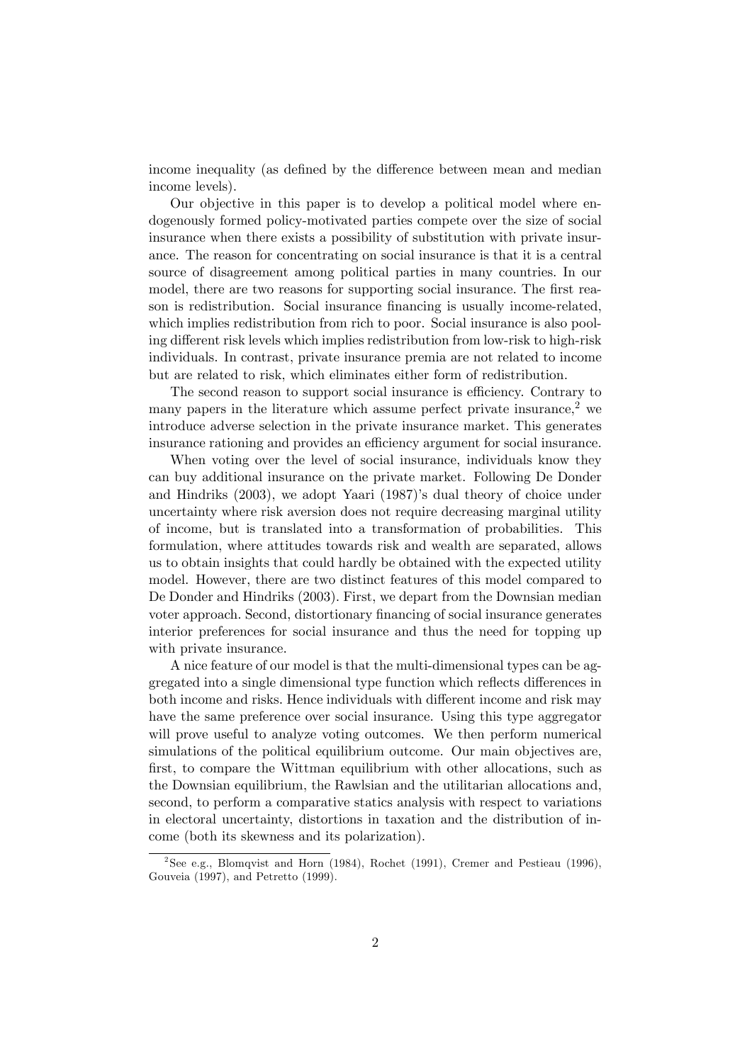income inequality (as defined by the difference between mean and median income levels).

Our objective in this paper is to develop a political model where endogenously formed policy-motivated parties compete over the size of social insurance when there exists a possibility of substitution with private insurance. The reason for concentrating on social insurance is that it is a central source of disagreement among political parties in many countries. In our model, there are two reasons for supporting social insurance. The first reason is redistribution. Social insurance financing is usually income-related, which implies redistribution from rich to poor. Social insurance is also pooling different risk levels which implies redistribution from low-risk to high-risk individuals. In contrast, private insurance premia are not related to income but are related to risk, which eliminates either form of redistribution.

The second reason to support social insurance is efficiency. Contrary to many papers in the literature which assume perfect private insurance,[2] we introduce adverse selection in the private insurance market. This generates insurance rationing and provides an efficiency argument for social insurance.

When voting over the level of social insurance, individuals know they can buy additional insurance on the private market. Following De Donder and Hindriks (2003), we adopt Yaari (1987)'s dual theory of choice under uncertainty where risk aversion does not require decreasing marginal utility of income, but is translated into a transformation of probabilities. This formulation, where attitudes towards risk and wealth are separated, allows us to obtain insights that could hardly be obtained with the expected utility model. However, there are two distinct features of this model compared to De Donder and Hindriks (2003). First, we depart from the Downsian median voter approach. Second, distortionary financing of social insurance generates interior preferences for social insurance and thus the need for topping up with private insurance.

A nice feature of our model is that the multi-dimensional types can be aggregated into a single dimensional type function which reflects differences in both income and risks. Hence individuals with different income and risk may have the same preference over social insurance. Using this type aggregator will prove useful to analyze voting outcomes. We then perform numerical simulations of the political equilibrium outcome. Our main objectives are, first, to compare the Wittman equilibrium with other allocations, such as the Downsian equilibrium, the Rawlsian and the utilitarian allocations and, second, to perform a comparative statics analysis with respect to variations in electoral uncertainty, distortions in taxation and the distribution of income (both its skewness and its polarization).

[2] See e.g., Blomqvist and Horn (1984), Rochet (1991), Cremer and Pestieau (1996), Gouveia (1997), and Petretto (1999).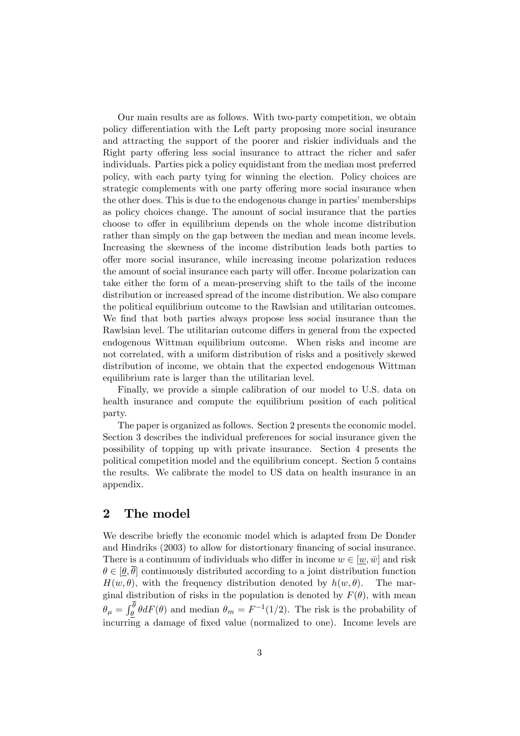Our main results are as follows. With two-party competition, we obtain policy differentiation with the Left party proposing more social insurance and attracting the support of the poorer and riskier individuals and the Right party offering less social insurance to attract the richer and safer individuals. Parties pick a policy equidistant from the median most preferred policy, with each party tying for winning the election. Policy choices are strategic complements with one party offering more social insurance when the other does. This is due to the endogenous change in parties' memberships as policy choices change. The amount of social insurance that the parties choose to offer in equilibrium depends on the whole income distribution rather than simply on the gap between the median and mean income levels. Increasing the skewness of the income distribution leads both parties to offer more social insurance, while increasing income polarization reduces the amount of social insurance each party will offer. Income polarization can take either the form of a mean-preserving shift to the tails of the income distribution or increased spread of the income distribution. We also compare the political equilibrium outcome to the Rawlsian and utilitarian outcomes. We find that both parties always propose less social insurance than the Rawlsian level. The utilitarian outcome differs in general from the expected endogenous Wittman equilibrium outcome. When risks and income are not correlated, with a uniform distribution of risks and a positively skewed distribution of income, we obtain that the expected endogenous Wittman equilibrium rate is larger than the utilitarian level.

Finally, we provide a simple calibration of our model to U.S. data on health insurance and compute the equilibrium position of each political party.

The paper is organized as follows. Section 2 presents the economic model. Section 3 describes the individual preferences for social insurance given the possibility of topping up with private insurance. Section 4 presents the political competition model and the equilibrium concept. Section 5 contains the results. We calibrate the model to US data on health insurance in an appendix.

## 2 The model

We describe briefly the economic model which is adapted from De Donder and Hindriks (2003) to allow for distortionary financing of social insurance. There is a continuum of individuals who differ in income $w \in [\underline{w}, \bar{w}]$ and risk $\theta \in [\underline{\theta}, \overline{\theta}]$ continuously distributed according to a joint distribution function $H(w, \theta)$, with the frequency distribution denoted by $h(w, \theta)$. The marginal distribution of risks in the population is denoted by $F(\theta)$, with mean $\theta_\mu = \int_{\underline{\theta}}^{\overline{\theta}} \theta dF(\theta)$ and median $\theta_m = F^{-1}(1/2)$. The risk is the probability of incurring a damage of fixed value (normalized to one). Income levels are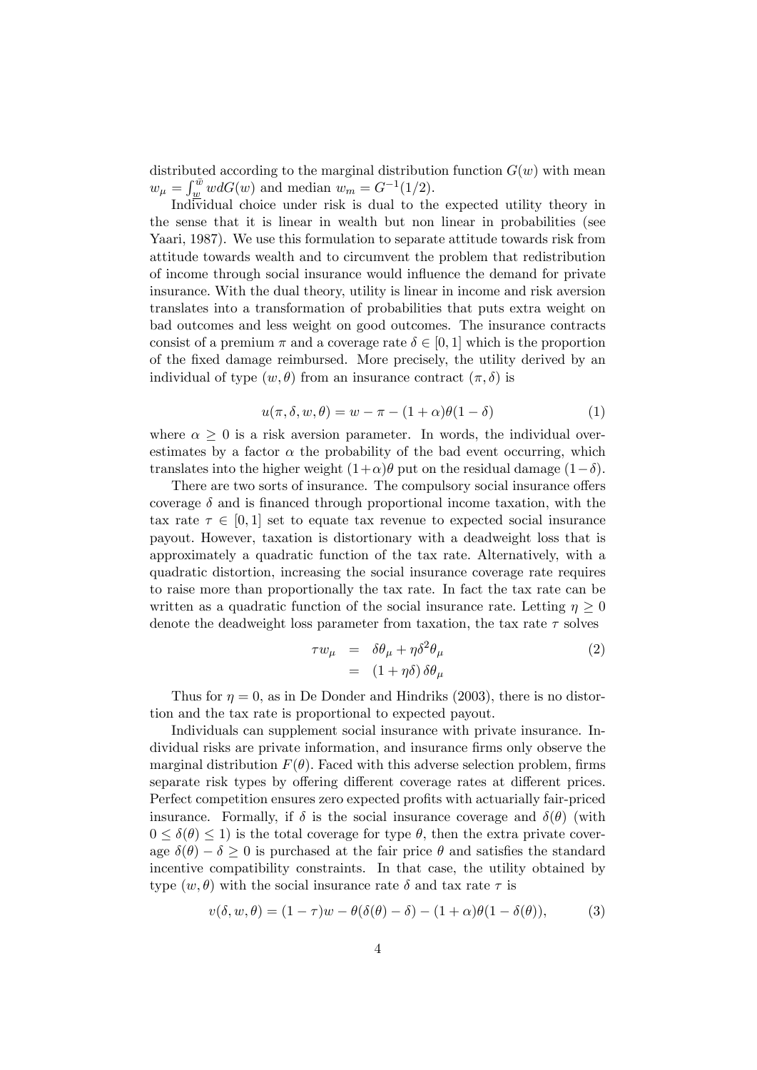distributed according to the marginal distribution function $G(w)$ with mean $w_\mu = \int_{\underline{w}}^{\bar{w}} w dG(w)$ and median $w_m = G^{-1}(1/2)$.

Individual choice under risk is dual to the expected utility theory in the sense that it is linear in wealth but non linear in probabilities (see Yaari, 1987). We use this formulation to separate attitude towards risk from attitude towards wealth and to circumvent the problem that redistribution of income through social insurance would influence the demand for private insurance. With the dual theory, utility is linear in income and risk aversion translates into a transformation of probabilities that puts extra weight on bad outcomes and less weight on good outcomes. The insurance contracts consist of a premium $\pi$ and a coverage rate $\delta \in [0, 1]$ which is the proportion of the fixed damage reimbursed. More precisely, the utility derived by an individual of type $(w, \theta)$ from an insurance contract $(\pi, \delta)$ is

$$u(\pi, \delta, w, \theta) = w - \pi - (1 + \alpha)\theta(1 - \delta) \tag{1}$$

where $\alpha \geq 0$ is a risk aversion parameter. In words, the individual overestimates by a factor $\alpha$ the probability of the bad event occurring, which translates into the higher weight $(1+\alpha)\theta$ put on the residual damage $(1-\delta)$.

There are two sorts of insurance. The compulsory social insurance offers coverage $\delta$ and is financed through proportional income taxation, with the tax rate $\tau \in [0, 1]$ set to equate tax revenue to expected social insurance payout. However, taxation is distortionary with a deadweight loss that is approximately a quadratic function of the tax rate. Alternatively, with a quadratic distortion, increasing the social insurance coverage rate requires to raise more than proportionally the tax rate. In fact the tax rate can be written as a quadratic function of the social insurance rate. Letting $\eta \geq 0$ denote the deadweight loss parameter from taxation, the tax rate $\tau$ solves

$$\begin{aligned} \tau w_\mu &= \delta\theta_\mu + \eta\delta^2\theta_\mu \\ &= (1 + \eta\delta)\,\delta\theta_\mu \end{aligned} \tag{2}$$

Thus for $\eta = 0$, as in De Donder and Hindriks (2003), there is no distortion and the tax rate is proportional to expected payout.

Individuals can supplement social insurance with private insurance. Individual risks are private information, and insurance firms only observe the marginal distribution $F(\theta)$. Faced with this adverse selection problem, firms separate risk types by offering different coverage rates at different prices. Perfect competition ensures zero expected profits with actuarially fair-priced insurance. Formally, if $\delta$ is the social insurance coverage and $\delta(\theta)$ (with $0 \leq \delta(\theta) \leq 1$) is the total coverage for type $\theta$, then the extra private coverage $\delta(\theta) - \delta \geq 0$ is purchased at the fair price $\theta$ and satisfies the standard incentive compatibility constraints. In that case, the utility obtained by type $(w, \theta)$ with the social insurance rate $\delta$ and tax rate $\tau$ is

$$v(\delta, w, \theta) = (1 - \tau)w - \theta(\delta(\theta) - \delta) - (1 + \alpha)\theta(1 - \delta(\theta)), \tag{3}$$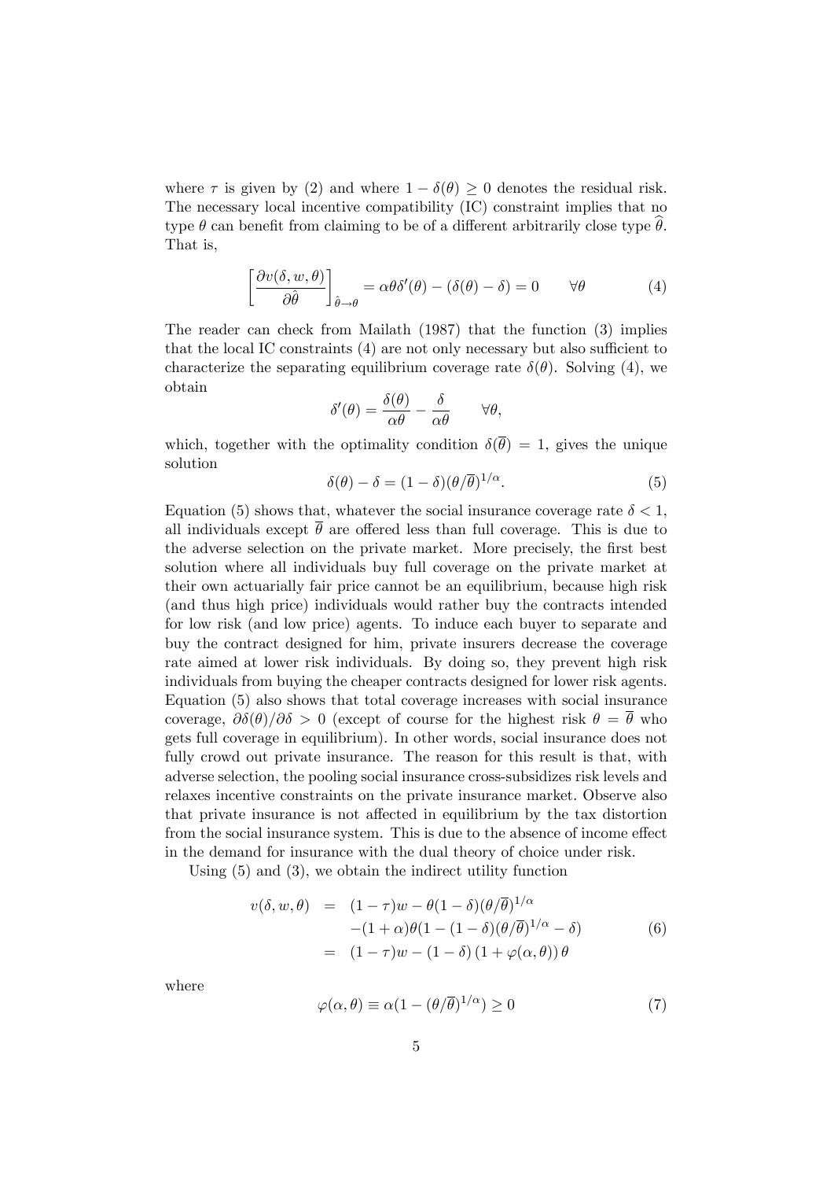where $\tau$ is given by (2) and where $1 - \delta(\theta) \geq 0$ denotes the residual risk. The necessary local incentive compatibility (IC) constraint implies that no type $\theta$ can benefit from claiming to be of a different arbitrarily close type $\widehat{\theta}$. That is,

$$\left[\frac{\partial v(\delta, w, \theta)}{\partial \hat{\theta}}\right]_{\hat{\theta} \to \theta} = \alpha \theta \delta'(\theta) - (\delta(\theta) - \delta) = 0 \qquad \forall \theta \tag{4}$$

The reader can check from Mailath (1987) that the function (3) implies that the local IC constraints (4) are not only necessary but also sufficient to characterize the separating equilibrium coverage rate $\delta(\theta)$. Solving (4), we obtain

$$\delta'(\theta) = \frac{\delta(\theta)}{\alpha \theta} - \frac{\delta}{\alpha \theta} \qquad \forall \theta,$$

which, together with the optimality condition $\delta(\overline{\theta}) = 1$, gives the unique solution

$$\delta(\theta) - \delta = (1 - \delta)(\theta / \overline{\theta})^{1/\alpha}. \tag{5}$$

Equation (5) shows that, whatever the social insurance coverage rate $\delta < 1$, all individuals except $\overline{\theta}$ are offered less than full coverage. This is due to the adverse selection on the private market. More precisely, the first best solution where all individuals buy full coverage on the private market at their own actuarially fair price cannot be an equilibrium, because high risk (and thus high price) individuals would rather buy the contracts intended for low risk (and low price) agents. To induce each buyer to separate and buy the contract designed for him, private insurers decrease the coverage rate aimed at lower risk individuals. By doing so, they prevent high risk individuals from buying the cheaper contracts designed for lower risk agents. Equation (5) also shows that total coverage increases with social insurance coverage, $\partial \delta(\theta)/\partial \delta > 0$ (except of course for the highest risk $\theta = \overline{\theta}$ who gets full coverage in equilibrium). In other words, social insurance does not fully crowd out private insurance. The reason for this result is that, with adverse selection, the pooling social insurance cross-subsidizes risk levels and relaxes incentive constraints on the private insurance market. Observe also that private insurance is not affected in equilibrium by the tax distortion from the social insurance system. This is due to the absence of income effect in the demand for insurance with the dual theory of choice under risk.

Using (5) and (3), we obtain the indirect utility function

$$\begin{aligned}
v(\delta, w, \theta) &= (1 - \tau) w - \theta (1 - \delta)(\theta / \overline{\theta})^{1/\alpha} \\
&\quad - (1 + \alpha) \theta (1 - (1 - \delta)(\theta / \overline{\theta})^{1/\alpha} - \delta) \\
&= (1 - \tau) w - (1 - \delta)(1 + \varphi(\alpha, \theta)) \theta
\end{aligned} \tag{6}$$

where

$$\varphi(\alpha, \theta) \equiv \alpha (1 - (\theta / \overline{\theta})^{1/\alpha}) \geq 0 \tag{7}$$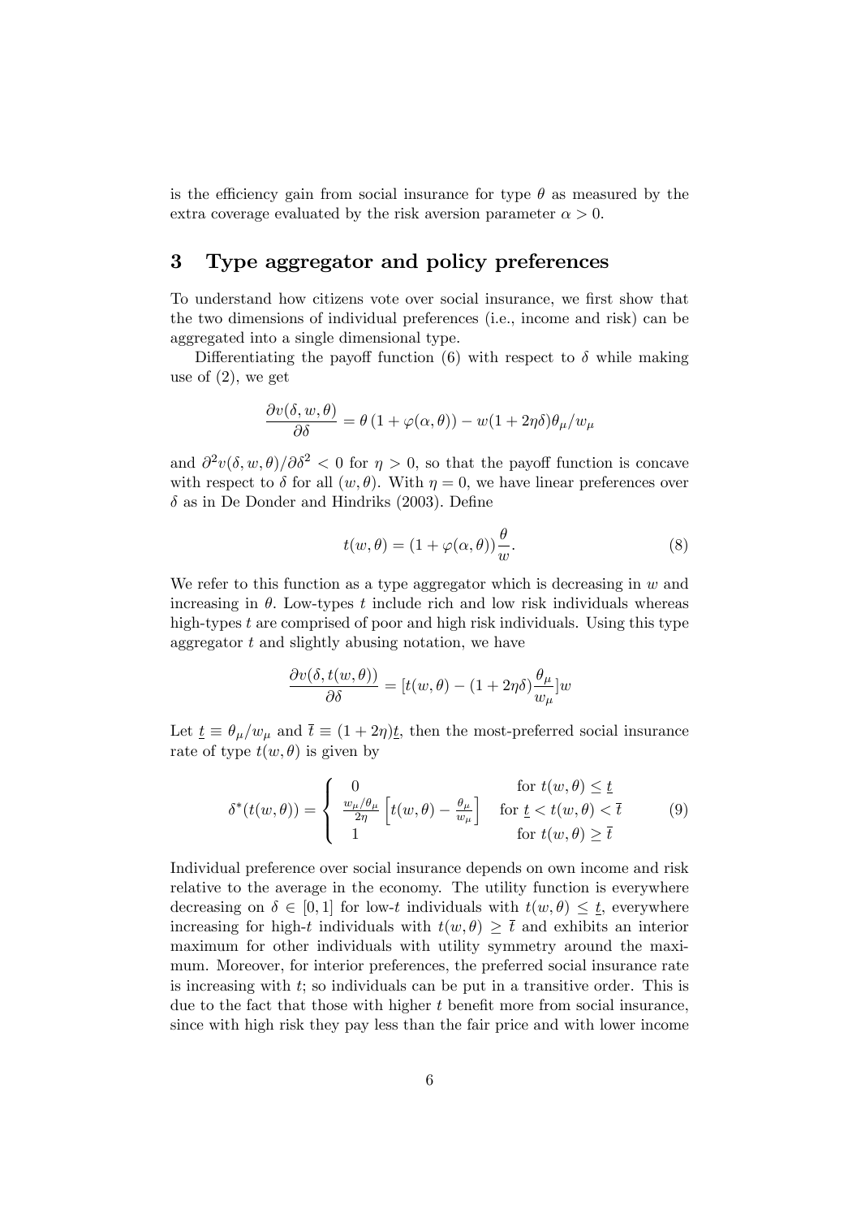is the efficiency gain from social insurance for type $\theta$ as measured by the extra coverage evaluated by the risk aversion parameter $\alpha > 0$.

## 3 Type aggregator and policy preferences

To understand how citizens vote over social insurance, we first show that the two dimensions of individual preferences (i.e., income and risk) can be aggregated into a single dimensional type.

Differentiating the payoff function (6) with respect to $\delta$ while making use of (2), we get

$$\frac{\partial v(\delta, w, \theta)}{\partial \delta} = \theta \left(1 + \varphi(\alpha, \theta)\right) - w(1 + 2\eta\delta)\theta_\mu / w_\mu$$

and $\partial^2 v(\delta, w, \theta)/\partial \delta^2 < 0$ for $\eta > 0$, so that the payoff function is concave with respect to $\delta$ for all $(w, \theta)$. With $\eta = 0$, we have linear preferences over $\delta$ as in De Donder and Hindriks (2003). Define

$$t(w, \theta) = (1 + \varphi(\alpha, \theta))\frac{\theta}{w}. \tag{8}$$

We refer to this function as a type aggregator which is decreasing in $w$ and increasing in $\theta$. Low-types $t$ include rich and low risk individuals whereas high-types $t$ are comprised of poor and high risk individuals. Using this type aggregator $t$ and slightly abusing notation, we have

$$\frac{\partial v(\delta, t(w, \theta))}{\partial \delta} = [t(w, \theta) - (1 + 2\eta\delta)\frac{\theta_\mu}{w_\mu}]w$$

Let $\underline{t} \equiv \theta_\mu / w_\mu$ and $\overline{t} \equiv (1 + 2\eta)\underline{t}$, then the most-preferred social insurance rate of type $t(w, \theta)$ is given by

$$\delta^*(t(w, \theta)) = \begin{cases} 0 & \text{for } t(w, \theta) \leq \underline{t} \\ \frac{w_\mu/\theta_\mu}{2\eta}\left[t(w, \theta) - \frac{\theta_\mu}{w_\mu}\right] & \text{for } \underline{t} < t(w, \theta) < \overline{t} \\ 1 & \text{for } t(w, \theta) \geq \overline{t} \end{cases} \tag{9}$$

Individual preference over social insurance depends on own income and risk relative to the average in the economy. The utility function is everywhere decreasing on $\delta \in [0, 1]$ for low-$t$ individuals with $t(w, \theta) \leq \underline{t}$, everywhere increasing for high-$t$ individuals with $t(w, \theta) \geq \overline{t}$ and exhibits an interior maximum for other individuals with utility symmetry around the maximum. Moreover, for interior preferences, the preferred social insurance rate is increasing with $t$; so individuals can be put in a transitive order. This is due to the fact that those with higher $t$ benefit more from social insurance, since with high risk they pay less than the fair price and with lower income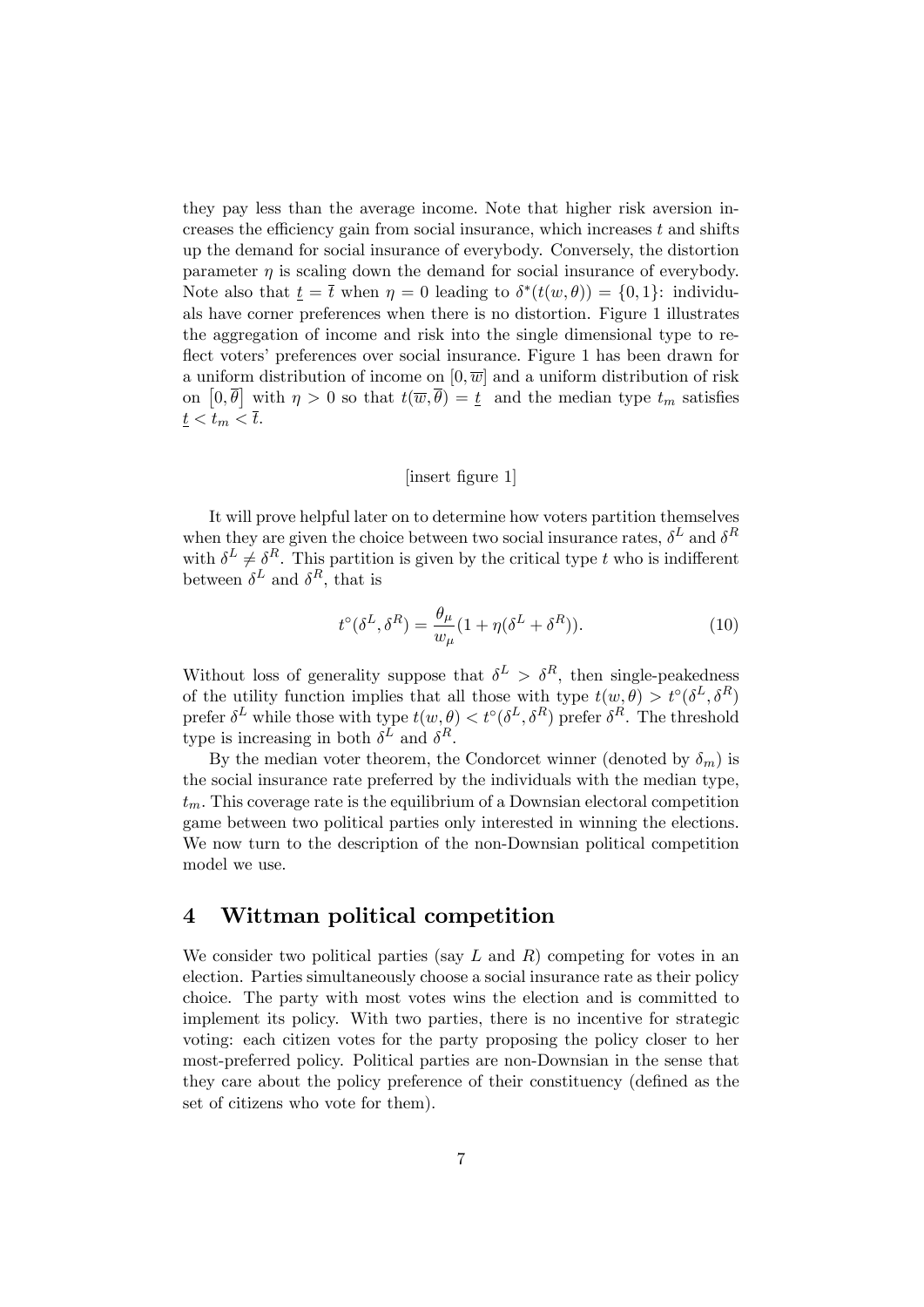they pay less than the average income. Note that higher risk aversion increases the efficiency gain from social insurance, which increases $t$ and shifts up the demand for social insurance of everybody. Conversely, the distortion parameter $\eta$ is scaling down the demand for social insurance of everybody. Note also that $\underline{t} = \overline{t}$ when $\eta = 0$ leading to $\delta^*(t(w, \theta)) = \{0, 1\}$: individuals have corner preferences when there is no distortion. Figure 1 illustrates the aggregation of income and risk into the single dimensional type to reflect voters' preferences over social insurance. Figure 1 has been drawn for a uniform distribution of income on $[0, \overline{w}]$ and a uniform distribution of risk on $[0, \overline{\theta}]$ with $\eta > 0$ so that $t(\overline{w}, \overline{\theta}) = \underline{t}$ and the median type $t_m$ satisfies $\underline{t} < t_m < \overline{t}$.

[insert figure 1]

It will prove helpful later on to determine how voters partition themselves when they are given the choice between two social insurance rates, $\delta^L$ and $\delta^R$ with $\delta^L \neq \delta^R$. This partition is given by the critical type $t$ who is indifferent between $\delta^L$ and $\delta^R$, that is

$$t^{\circ}(\delta^L, \delta^R) = \frac{\theta_\mu}{w_\mu}(1 + \eta(\delta^L + \delta^R)). \tag{10}$$

Without loss of generality suppose that $\delta^L > \delta^R$, then single-peakedness of the utility function implies that all those with type $t(w, \theta) > t^{\circ}(\delta^L, \delta^R)$ prefer $\delta^L$ while those with type $t(w, \theta) < t^{\circ}(\delta^L, \delta^R)$ prefer $\delta^R$. The threshold type is increasing in both $\delta^L$ and $\delta^R$.

By the median voter theorem, the Condorcet winner (denoted by $\delta_m$) is the social insurance rate preferred by the individuals with the median type, $t_m$. This coverage rate is the equilibrium of a Downsian electoral competition game between two political parties only interested in winning the elections. We now turn to the description of the non-Downsian political competition model we use.

## 4 Wittman political competition

We consider two political parties (say $L$ and $R$) competing for votes in an election. Parties simultaneously choose a social insurance rate as their policy choice. The party with most votes wins the election and is committed to implement its policy. With two parties, there is no incentive for strategic voting: each citizen votes for the party proposing the policy closer to her most-preferred policy. Political parties are non-Downsian in the sense that they care about the policy preference of their constituency (defined as the set of citizens who vote for them).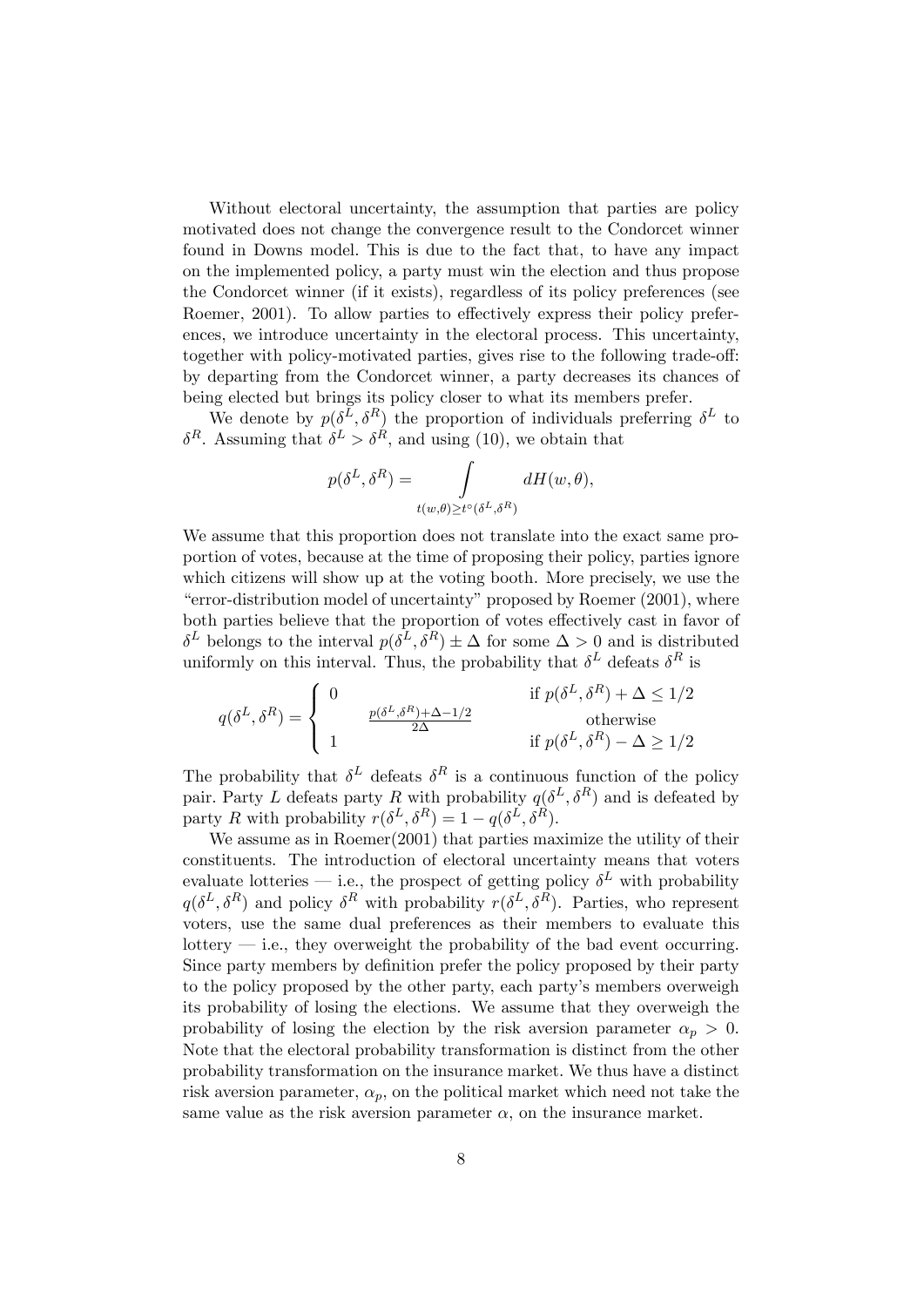Without electoral uncertainty, the assumption that parties are policy motivated does not change the convergence result to the Condorcet winner found in Downs model. This is due to the fact that, to have any impact on the implemented policy, a party must win the election and thus propose the Condorcet winner (if it exists), regardless of its policy preferences (see Roemer, 2001). To allow parties to effectively express their policy preferences, we introduce uncertainty in the electoral process. This uncertainty, together with policy-motivated parties, gives rise to the following trade-off: by departing from the Condorcet winner, a party decreases its chances of being elected but brings its policy closer to what its members prefer.

We denote by $p(\delta^L, \delta^R)$ the proportion of individuals preferring $\delta^L$ to $\delta^R$. Assuming that $\delta^L > \delta^R$, and using (10), we obtain that

$$p(\delta^L, \delta^R) = \int\limits_{t(w,\theta) \geq t^\circ(\delta^L, \delta^R)} dH(w, \theta),$$

We assume that this proportion does not translate into the exact same proportion of votes, because at the time of proposing their policy, parties ignore which citizens will show up at the voting booth. More precisely, we use the "error-distribution model of uncertainty" proposed by Roemer (2001), where both parties believe that the proportion of votes effectively cast in favor of $\delta^L$ belongs to the interval $p(\delta^L, \delta^R) \pm \Delta$ for some $\Delta > 0$ and is distributed uniformly on this interval. Thus, the probability that $\delta^L$ defeats $\delta^R$ is

$$q(\delta^L, \delta^R) = \begin{cases} 0 & \text{if } p(\delta^L, \delta^R) + \Delta \leq 1/2 \\ \frac{p(\delta^L, \delta^R) + \Delta - 1/2}{2\Delta} & \text{otherwise} \\ 1 & \text{if } p(\delta^L, \delta^R) - \Delta \geq 1/2 \end{cases}$$

The probability that $\delta^L$ defeats $\delta^R$ is a continuous function of the policy pair. Party $L$ defeats party $R$ with probability $q(\delta^L, \delta^R)$ and is defeated by party $R$ with probability $r(\delta^L, \delta^R) = 1 - q(\delta^L, \delta^R)$.

We assume as in Roemer(2001) that parties maximize the utility of their constituents. The introduction of electoral uncertainty means that voters evaluate lotteries — i.e., the prospect of getting policy $\delta^L$ with probability $q(\delta^L, \delta^R)$ and policy $\delta^R$ with probability $r(\delta^L, \delta^R)$. Parties, who represent voters, use the same dual preferences as their members to evaluate this lottery — i.e., they overweight the probability of the bad event occurring. Since party members by definition prefer the policy proposed by their party to the policy proposed by the other party, each party's members overweigh its probability of losing the elections. We assume that they overweigh the probability of losing the election by the risk aversion parameter $\alpha_p > 0$. Note that the electoral probability transformation is distinct from the other probability transformation on the insurance market. We thus have a distinct risk aversion parameter, $\alpha_p$, on the political market which need not take the same value as the risk aversion parameter $\alpha$, on the insurance market.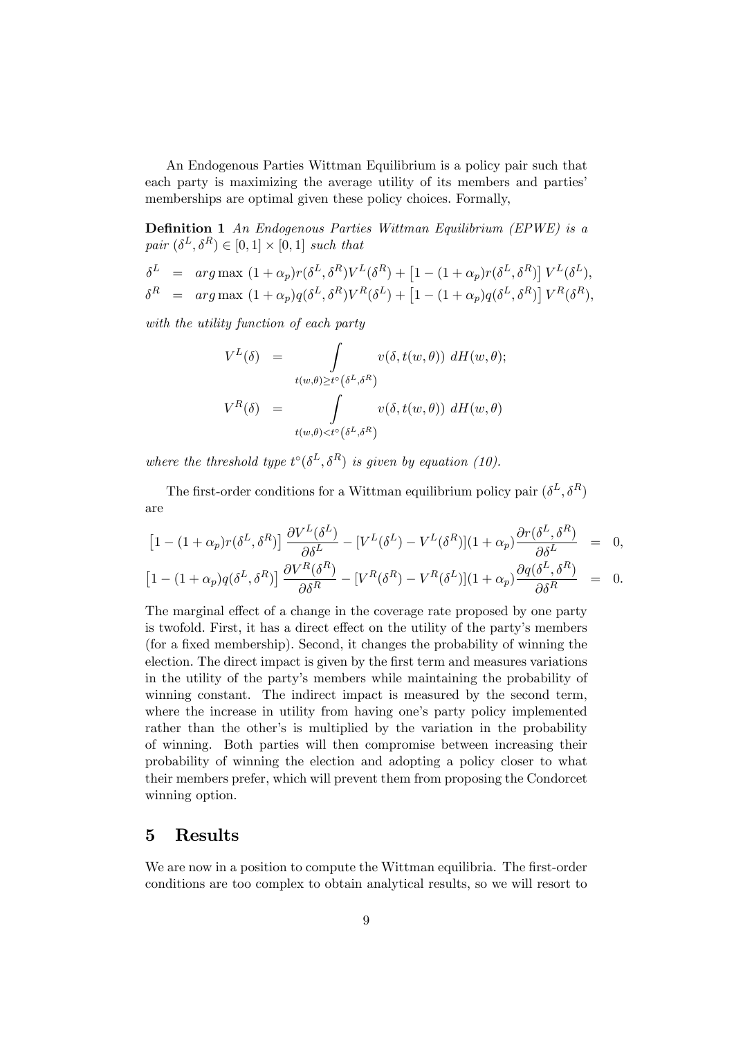An Endogenous Parties Wittman Equilibrium is a policy pair such that each party is maximizing the average utility of its members and parties' memberships are optimal given these policy choices. Formally,

**Definition 1** *An Endogenous Parties Wittman Equilibrium (EPWE) is a pair* $(\delta^L, \delta^R) \in [0,1] \times [0,1]$ *such that*

$$
\begin{aligned}
\delta^L &= arg\max\ (1+\alpha_p)r(\delta^L,\delta^R)V^L(\delta^R) + \left[1-(1+\alpha_p)r(\delta^L,\delta^R)\right]V^L(\delta^L), \\
\delta^R &= arg\max\ (1+\alpha_p)q(\delta^L,\delta^R)V^R(\delta^L) + \left[1-(1+\alpha_p)q(\delta^L,\delta^R)\right]V^R(\delta^R),
\end{aligned}
$$

*with the utility function of each party*

$$
\begin{aligned}
V^L(\delta) &= \int\limits_{t(w,\theta)\geq t^\circ\left(\delta^L,\delta^R\right)} v(\delta, t(w,\theta))\ dH(w,\theta); \\
V^R(\delta) &= \int\limits_{t(w,\theta)< t^\circ\left(\delta^L,\delta^R\right)} v(\delta, t(w,\theta))\ dH(w,\theta)
\end{aligned}
$$

*where the threshold type* $t^\circ(\delta^L,\delta^R)$ *is given by equation (10).*

The first-order conditions for a Wittman equilibrium policy pair $(\delta^L,\delta^R)$ are

$$
\begin{aligned}
\left[1-(1+\alpha_p)r(\delta^L,\delta^R)\right]\frac{\partial V^L(\delta^L)}{\partial \delta^L} - [V^L(\delta^L)-V^L(\delta^R)](1+\alpha_p)\frac{\partial r(\delta^L,\delta^R)}{\partial \delta^L} &= 0, \\
\left[1-(1+\alpha_p)q(\delta^L,\delta^R)\right]\frac{\partial V^R(\delta^R)}{\partial \delta^R} - [V^R(\delta^R)-V^R(\delta^L)](1+\alpha_p)\frac{\partial q(\delta^L,\delta^R)}{\partial \delta^R} &= 0.
\end{aligned}
$$

The marginal effect of a change in the coverage rate proposed by one party is twofold. First, it has a direct effect on the utility of the party's members (for a fixed membership). Second, it changes the probability of winning the election. The direct impact is given by the first term and measures variations in the utility of the party's members while maintaining the probability of winning constant. The indirect impact is measured by the second term, where the increase in utility from having one's party policy implemented rather than the other's is multiplied by the variation in the probability of winning. Both parties will then compromise between increasing their probability of winning the election and adopting a policy closer to what their members prefer, which will prevent them from proposing the Condorcet winning option.

## 5 Results

We are now in a position to compute the Wittman equilibria. The first-order conditions are too complex to obtain analytical results, so we will resort to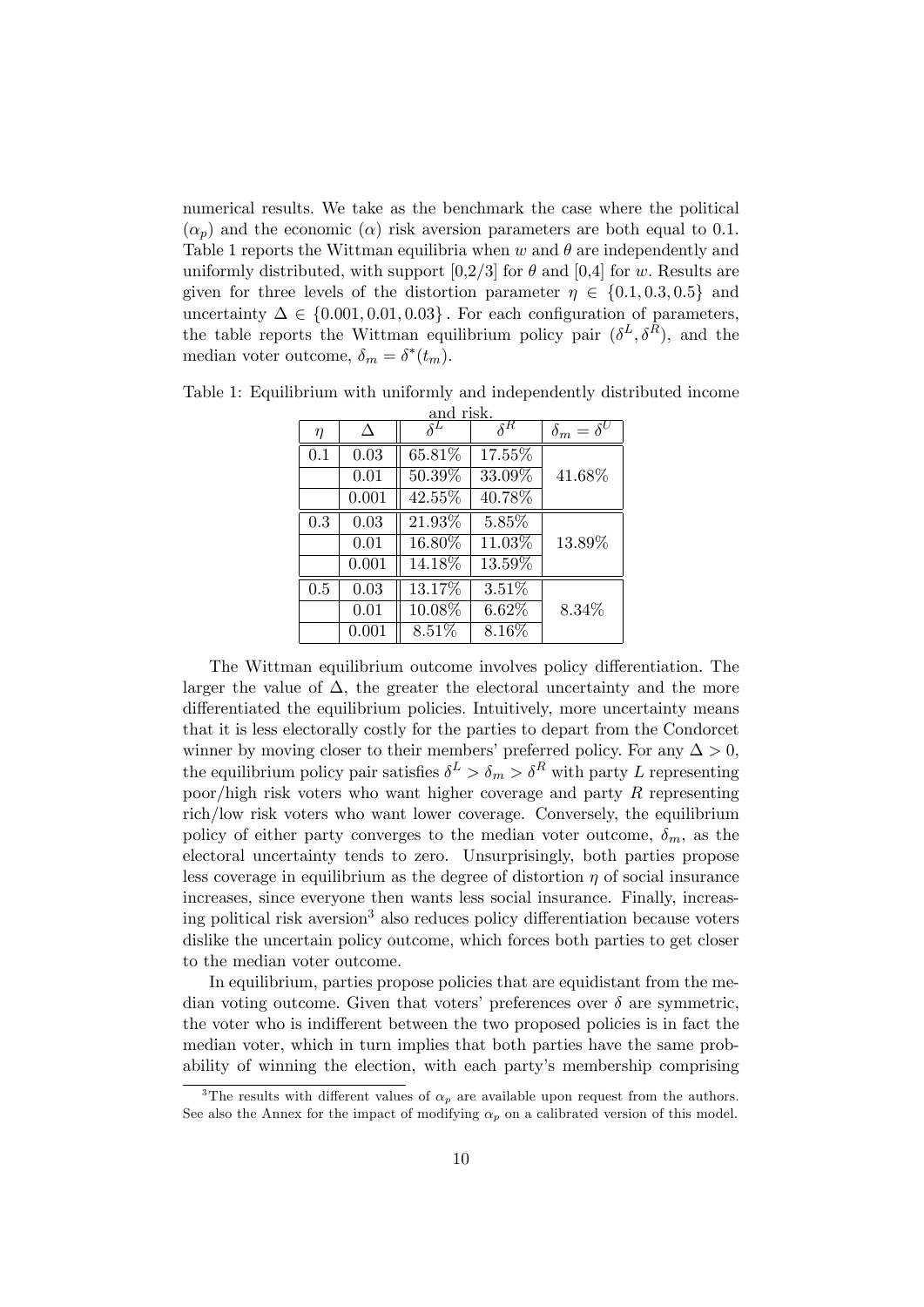numerical results. We take as the benchmark the case where the political ($\alpha_p$) and the economic ($\alpha$) risk aversion parameters are both equal to 0.1. Table 1 reports the Wittman equilibria when $w$ and $\theta$ are independently and uniformly distributed, with support [0,2/3] for $\theta$ and [0,4] for $w$. Results are given for three levels of the distortion parameter $\eta \in \{0.1, 0.3, 0.5\}$ and uncertainty $\Delta \in \{0.001, 0.01, 0.03\}$. For each configuration of parameters, the table reports the Wittman equilibrium policy pair $(\delta^L, \delta^R)$, and the median voter outcome, $\delta_m = \delta^*(t_m)$.

Table 1: Equilibrium with uniformly and independently distributed income and risk.

| $\eta$ | $\Delta$ | $\delta^L$ | $\delta^R$ | $\delta_m = \delta^U$ |
|---|---|---|---|---|
| 0.1 | 0.03 | 65.81% | 17.55% | |
| | 0.01 | 50.39% | 33.09% | 41.68% |
| | 0.001 | 42.55% | 40.78% | |
| 0.3 | 0.03 | 21.93% | 5.85% | |
| | 0.01 | 16.80% | 11.03% | 13.89% |
| | 0.001 | 14.18% | 13.59% | |
| 0.5 | 0.03 | 13.17% | 3.51% | |
| | 0.01 | 10.08% | 6.62% | 8.34% |
| | 0.001 | 8.51% | 8.16% | |

The Wittman equilibrium outcome involves policy differentiation. The larger the value of $\Delta$, the greater the electoral uncertainty and the more differentiated the equilibrium policies. Intuitively, more uncertainty means that it is less electorally costly for the parties to depart from the Condorcet winner by moving closer to their members' preferred policy. For any $\Delta > 0$, the equilibrium policy pair satisfies $\delta^L > \delta_m > \delta^R$ with party $L$ representing poor/high risk voters who want higher coverage and party $R$ representing rich/low risk voters who want lower coverage. Conversely, the equilibrium policy of either party converges to the median voter outcome, $\delta_m$, as the electoral uncertainty tends to zero. Unsurprisingly, both parties propose less coverage in equilibrium as the degree of distortion $\eta$ of social insurance increases, since everyone then wants less social insurance. Finally, increasing political risk aversion[3] also reduces policy differentiation because voters dislike the uncertain policy outcome, which forces both parties to get closer to the median voter outcome.

In equilibrium, parties propose policies that are equidistant from the median voting outcome. Given that voters' preferences over $\delta$ are symmetric, the voter who is indifferent between the two proposed policies is in fact the median voter, which in turn implies that both parties have the same probability of winning the election, with each party's membership comprising

[3]The results with different values of $\alpha_p$ are available upon request from the authors. See also the Annex for the impact of modifying $\alpha_p$ on a calibrated version of this model.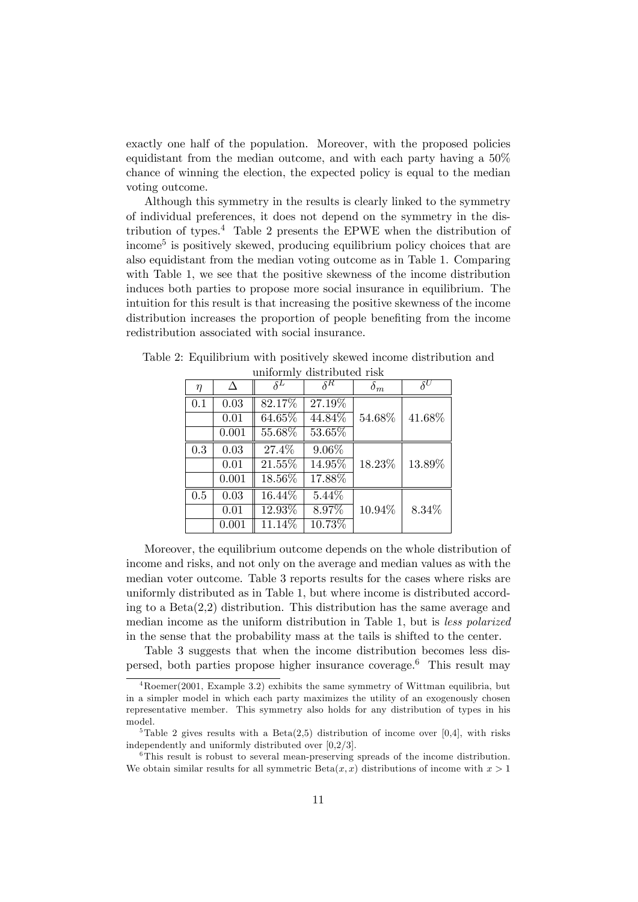exactly one half of the population. Moreover, with the proposed policies equidistant from the median outcome, and with each party having a 50% chance of winning the election, the expected policy is equal to the median voting outcome.

Although this symmetry in the results is clearly linked to the symmetry of individual preferences, it does not depend on the symmetry in the distribution of types.[4] Table 2 presents the EPWE when the distribution of income[5] is positively skewed, producing equilibrium policy choices that are also equidistant from the median voting outcome as in Table 1. Comparing with Table 1, we see that the positive skewness of the income distribution induces both parties to propose more social insurance in equilibrium. The intuition for this result is that increasing the positive skewness of the income distribution increases the proportion of people benefiting from the income redistribution associated with social insurance.

Table 2: Equilibrium with positively skewed income distribution and uniformly distributed risk

| $\eta$ | $\Delta$ | $\delta^L$ | $\delta^R$ | $\delta_m$ | $\delta^U$ |
|---|---|---|---|---|---|
| 0.1 | 0.03 | 82.17% | 27.19% | 54.68% | 41.68% |
| | 0.01 | 64.65% | 44.84% | | |
| | 0.001 | 55.68% | 53.65% | | |
| 0.3 | 0.03 | 27.4% | 9.06% | 18.23% | 13.89% |
| | 0.01 | 21.55% | 14.95% | | |
| | 0.001 | 18.56% | 17.88% | | |
| 0.5 | 0.03 | 16.44% | 5.44% | 10.94% | 8.34% |
| | 0.01 | 12.93% | 8.97% | | |
| | 0.001 | 11.14% | 10.73% | | |

Moreover, the equilibrium outcome depends on the whole distribution of income and risks, and not only on the average and median values as with the median voter outcome. Table 3 reports results for the cases where risks are uniformly distributed as in Table 1, but where income is distributed according to a Beta(2,2) distribution. This distribution has the same average and median income as the uniform distribution in Table 1, but is *less polarized* in the sense that the probability mass at the tails is shifted to the center.

Table 3 suggests that when the income distribution becomes less dispersed, both parties propose higher insurance coverage.[6] This result may

[4] Roemer(2001, Example 3.2) exhibits the same symmetry of Wittman equilibria, but in a simpler model in which each party maximizes the utility of an exogenously chosen representative member. This symmetry also holds for any distribution of types in his model.

[5] Table 2 gives results with a Beta(2,5) distribution of income over [0,4], with risks independently and uniformly distributed over [0,2/3].

[6] This result is robust to several mean-preserving spreads of the income distribution. We obtain similar results for all symmetric Beta$(x, x)$ distributions of income with $x > 1$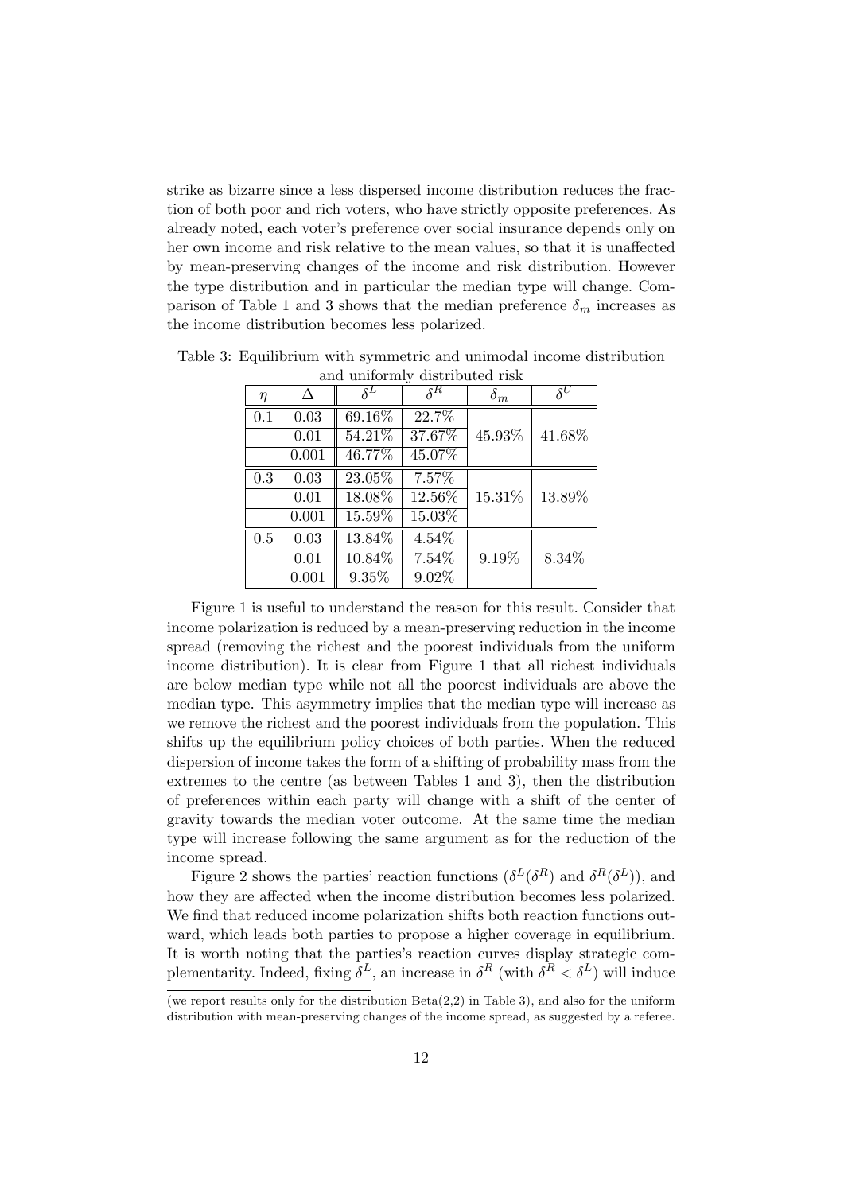strike as bizarre since a less dispersed income distribution reduces the fraction of both poor and rich voters, who have strictly opposite preferences. As already noted, each voter's preference over social insurance depends only on her own income and risk relative to the mean values, so that it is unaffected by mean-preserving changes of the income and risk distribution. However the type distribution and in particular the median type will change. Comparison of Table 1 and 3 shows that the median preference $\delta_m$ increases as the income distribution becomes less polarized.

Table 3: Equilibrium with symmetric and unimodal income distribution and uniformly distributed risk

| $\eta$ | $\Delta$ | $\delta^L$ | $\delta^R$ | $\delta_m$ | $\delta^U$ |
|---|---|---|---|---|---|
| 0.1 | 0.03 | 69.16% | 22.7% | | |
| | 0.01 | 54.21% | 37.67% | 45.93% | 41.68% |
| | 0.001 | 46.77% | 45.07% | | |
| 0.3 | 0.03 | 23.05% | 7.57% | | |
| | 0.01 | 18.08% | 12.56% | 15.31% | 13.89% |
| | 0.001 | 15.59% | 15.03% | | |
| 0.5 | 0.03 | 13.84% | 4.54% | | |
| | 0.01 | 10.84% | 7.54% | 9.19% | 8.34% |
| | 0.001 | 9.35% | 9.02% | | |

Figure 1 is useful to understand the reason for this result. Consider that income polarization is reduced by a mean-preserving reduction in the income spread (removing the richest and the poorest individuals from the uniform income distribution). It is clear from Figure 1 that all richest individuals are below median type while not all the poorest individuals are above the median type. This asymmetry implies that the median type will increase as we remove the richest and the poorest individuals from the population. This shifts up the equilibrium policy choices of both parties. When the reduced dispersion of income takes the form of a shifting of probability mass from the extremes to the centre (as between Tables 1 and 3), then the distribution of preferences within each party will change with a shift of the center of gravity towards the median voter outcome. At the same time the median type will increase following the same argument as for the reduction of the income spread.

Figure 2 shows the parties' reaction functions ($\delta^L(\delta^R)$ and $\delta^R(\delta^L)$), and how they are affected when the income distribution becomes less polarized. We find that reduced income polarization shifts both reaction functions outward, which leads both parties to propose a higher coverage in equilibrium. It is worth noting that the parties's reaction curves display strategic complementarity. Indeed, fixing $\delta^L$, an increase in $\delta^R$ (with $\delta^R < \delta^L$) will induce

(we report results only for the distribution Beta(2,2) in Table 3), and also for the uniform distribution with mean-preserving changes of the income spread, as suggested by a referee.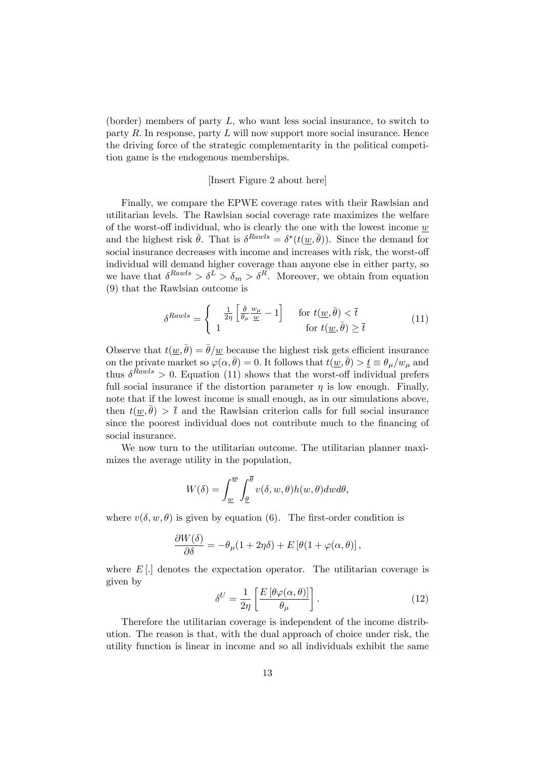(border) members of party $L$, who want less social insurance, to switch to party $R$. In response, party $L$ will now support more social insurance. Hence the driving force of the strategic complementarity in the political competition game is the endogenous memberships.

[Insert Figure 2 about here]

Finally, we compare the EPWE coverage rates with their Rawlsian and utilitarian levels. The Rawlsian social coverage rate maximizes the welfare of the worst-off individual, who is clearly the one with the lowest income $\underline{w}$ and the highest risk $\bar{\theta}$. That is $\delta^{Rawls} = \delta^*(t(\underline{w}, \bar{\theta}))$. Since the demand for social insurance decreases with income and increases with risk, the worst-off individual will demand higher coverage than anyone else in either party, so we have that $\delta^{Rawls} > \delta^L > \delta_m > \delta^R$. Moreover, we obtain from equation (9) that the Rawlsian outcome is

$$\delta^{Rawls} = \begin{cases} \frac{1}{2\eta}\left[\frac{\bar{\theta}}{\theta_\mu}\frac{w_\mu}{\underline{w}} - 1\right] & \text{for } t(\underline{w}, \bar{\theta}) < \bar{t} \\ 1 & \text{for } t(\underline{w}, \bar{\theta}) \geq \bar{t} \end{cases} \tag{11}$$

Observe that $t(\underline{w}, \bar{\theta}) = \bar{\theta}/\underline{w}$ because the highest risk gets efficient insurance on the private market so $\varphi(\alpha, \bar{\theta}) = 0$. It follows that $t(\underline{w}, \bar{\theta}) > \underline{t} \equiv \theta_\mu/w_\mu$ and thus $\delta^{Rawls} > 0$. Equation (11) shows that the worst-off individual prefers full social insurance if the distortion parameter $\eta$ is low enough. Finally, note that if the lowest income is small enough, as in our simulations above, then $t(\underline{w}, \bar{\theta}) > \bar{t}$ and the Rawlsian criterion calls for full social insurance since the poorest individual does not contribute much to the financing of social insurance.

We now turn to the utilitarian outcome. The utilitarian planner maximizes the average utility in the population,

$$W(\delta) = \int_{\underline{w}}^{\overline{w}} \int_{\underline{\theta}}^{\overline{\theta}} v(\delta, w, \theta) h(w, \theta) dw d\theta,$$

where $v(\delta, w, \theta)$ is given by equation (6). The first-order condition is

$$\frac{\partial W(\delta)}{\partial \delta} = -\theta_\mu(1 + 2\eta\delta) + E\left[\theta(1 + \varphi(\alpha, \theta)\right],$$

where $E\,[.]$ denotes the expectation operator. The utilitarian coverage is given by

$$\delta^U = \frac{1}{2\eta}\left[\frac{E\left[\theta\varphi(\alpha, \theta)\right]}{\theta_\mu}\right]. \tag{12}$$

Therefore the utilitarian coverage is independent of the income distribution. The reason is that, with the dual approach of choice under risk, the utility function is linear in income and so all individuals exhibit the same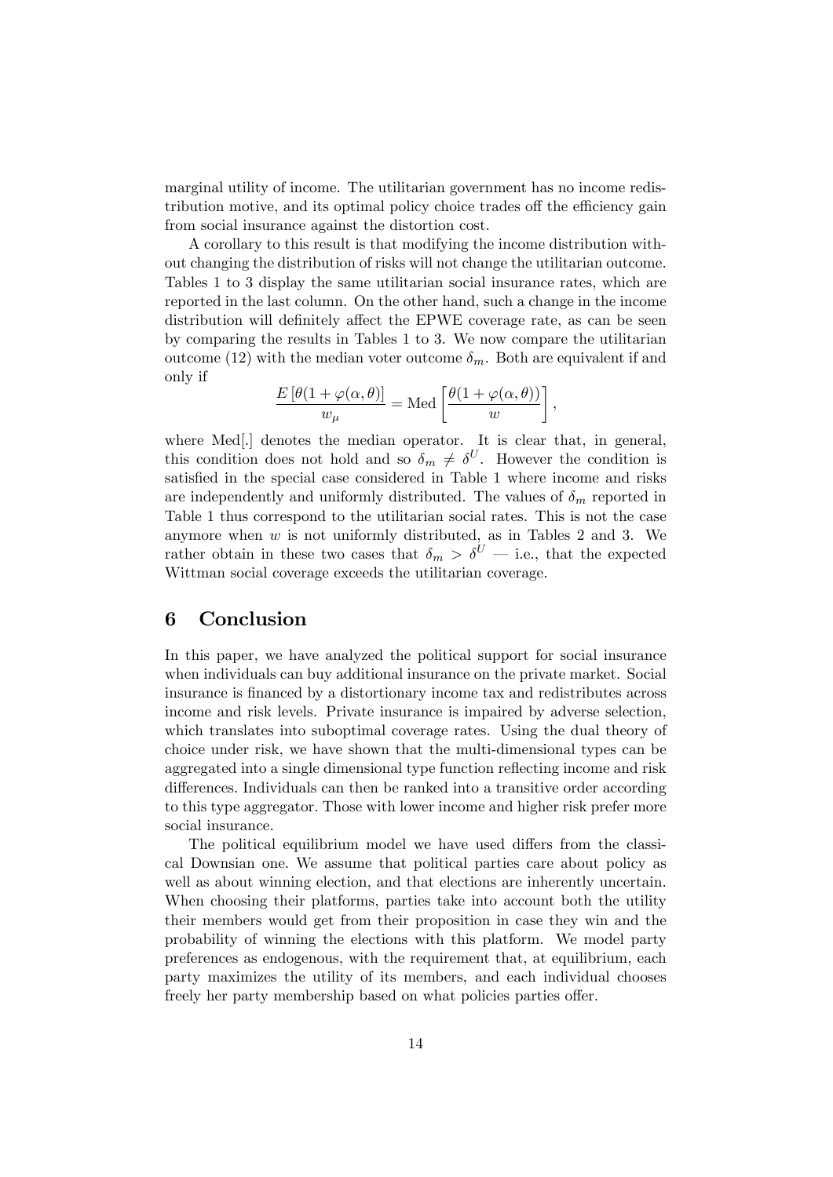marginal utility of income. The utilitarian government has no income redistribution motive, and its optimal policy choice trades off the efficiency gain from social insurance against the distortion cost.

A corollary to this result is that modifying the income distribution without changing the distribution of risks will not change the utilitarian outcome. Tables 1 to 3 display the same utilitarian social insurance rates, which are reported in the last column. On the other hand, such a change in the income distribution will definitely affect the EPWE coverage rate, as can be seen by comparing the results in Tables 1 to 3. We now compare the utilitarian outcome (12) with the median voter outcome $\delta_m$. Both are equivalent if and only if

$$\frac{E\left[\theta(1+\varphi(\alpha,\theta)\right]}{w_\mu} = \text{Med}\left[\frac{\theta(1+\varphi(\alpha,\theta))}{w}\right],$$

where Med[.] denotes the median operator. It is clear that, in general, this condition does not hold and so $\delta_m \neq \delta^U$. However the condition is satisfied in the special case considered in Table 1 where income and risks are independently and uniformly distributed. The values of $\delta_m$ reported in Table 1 thus correspond to the utilitarian social rates. This is not the case anymore when $w$ is not uniformly distributed, as in Tables 2 and 3. We rather obtain in these two cases that $\delta_m > \delta^U$ — i.e., that the expected Wittman social coverage exceeds the utilitarian coverage.

# 6 Conclusion

In this paper, we have analyzed the political support for social insurance when individuals can buy additional insurance on the private market. Social insurance is financed by a distortionary income tax and redistributes across income and risk levels. Private insurance is impaired by adverse selection, which translates into suboptimal coverage rates. Using the dual theory of choice under risk, we have shown that the multi-dimensional types can be aggregated into a single dimensional type function reflecting income and risk differences. Individuals can then be ranked into a transitive order according to this type aggregator. Those with lower income and higher risk prefer more social insurance.

The political equilibrium model we have used differs from the classical Downsian one. We assume that political parties care about policy as well as about winning election, and that elections are inherently uncertain. When choosing their platforms, parties take into account both the utility their members would get from their proposition in case they win and the probability of winning the elections with this platform. We model party preferences as endogenous, with the requirement that, at equilibrium, each party maximizes the utility of its members, and each individual chooses freely her party membership based on what policies parties offer.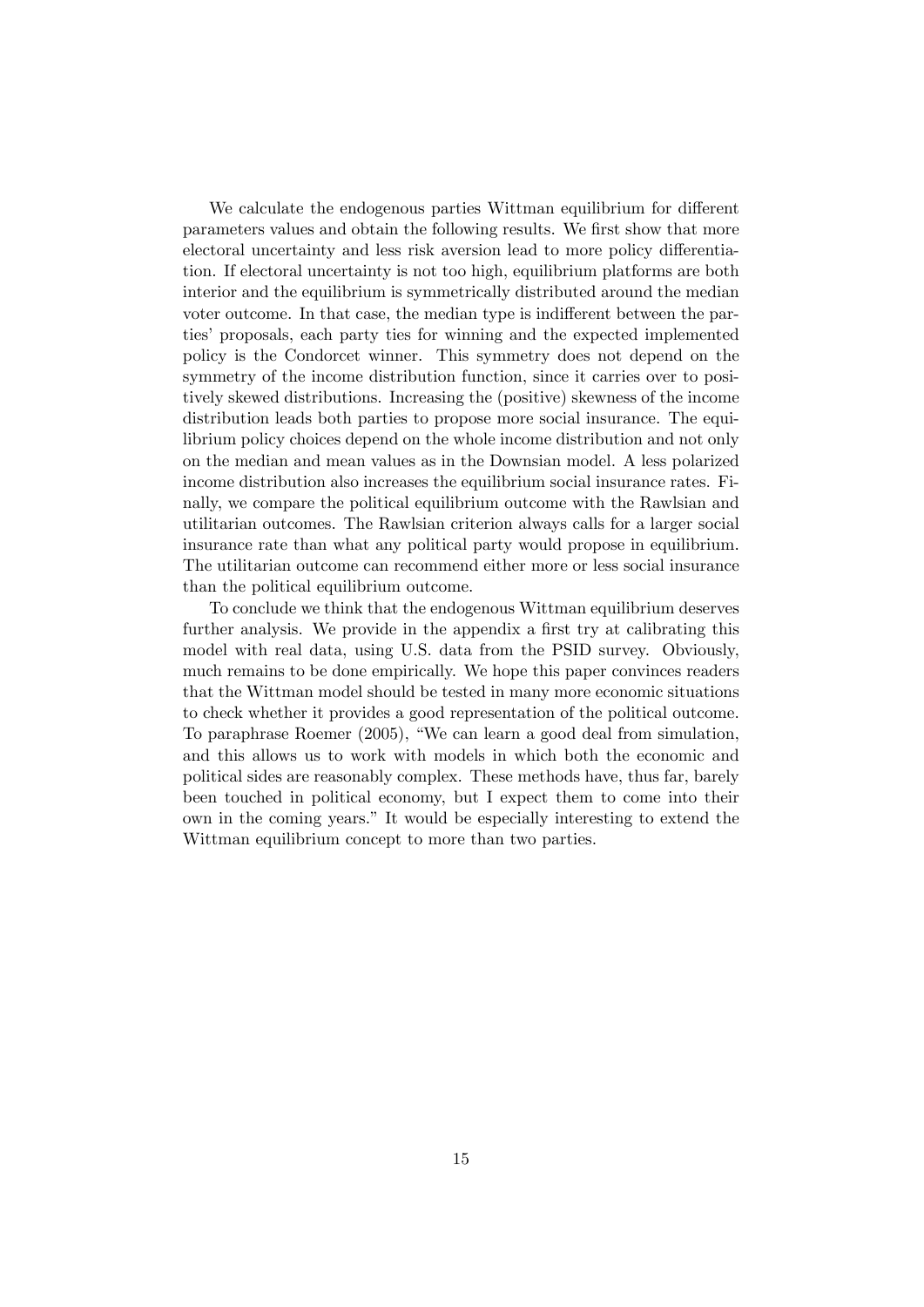We calculate the endogenous parties Wittman equilibrium for different parameters values and obtain the following results. We first show that more electoral uncertainty and less risk aversion lead to more policy differentiation. If electoral uncertainty is not too high, equilibrium platforms are both interior and the equilibrium is symmetrically distributed around the median voter outcome. In that case, the median type is indifferent between the parties' proposals, each party ties for winning and the expected implemented policy is the Condorcet winner. This symmetry does not depend on the symmetry of the income distribution function, since it carries over to positively skewed distributions. Increasing the (positive) skewness of the income distribution leads both parties to propose more social insurance. The equilibrium policy choices depend on the whole income distribution and not only on the median and mean values as in the Downsian model. A less polarized income distribution also increases the equilibrium social insurance rates. Finally, we compare the political equilibrium outcome with the Rawlsian and utilitarian outcomes. The Rawlsian criterion always calls for a larger social insurance rate than what any political party would propose in equilibrium. The utilitarian outcome can recommend either more or less social insurance than the political equilibrium outcome.

To conclude we think that the endogenous Wittman equilibrium deserves further analysis. We provide in the appendix a first try at calibrating this model with real data, using U.S. data from the PSID survey. Obviously, much remains to be done empirically. We hope this paper convinces readers that the Wittman model should be tested in many more economic situations to check whether it provides a good representation of the political outcome. To paraphrase Roemer (2005), "We can learn a good deal from simulation, and this allows us to work with models in which both the economic and political sides are reasonably complex. These methods have, thus far, barely been touched in political economy, but I expect them to come into their own in the coming years." It would be especially interesting to extend the Wittman equilibrium concept to more than two parties.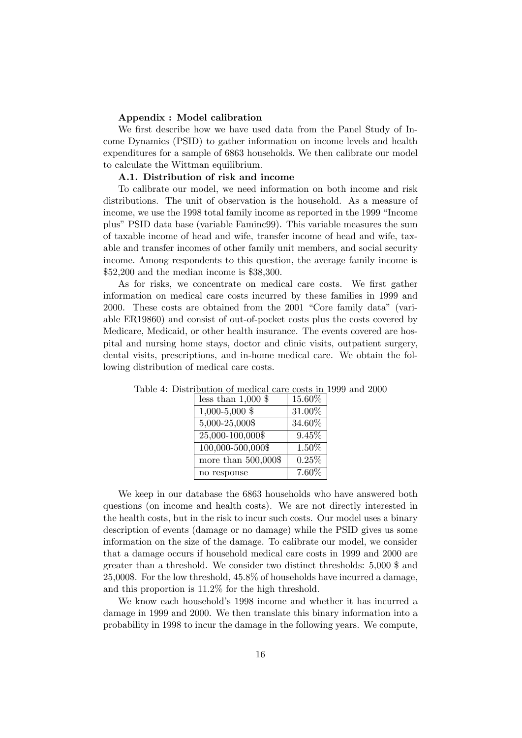## Appendix : Model calibration

We first describe how we have used data from the Panel Study of Income Dynamics (PSID) to gather information on income levels and health expenditures for a sample of 6863 households. We then calibrate our model to calculate the Wittman equilibrium.

### A.1. Distribution of risk and income

To calibrate our model, we need information on both income and risk distributions. The unit of observation is the household. As a measure of income, we use the 1998 total family income as reported in the 1999 "Income plus" PSID data base (variable Faminc99). This variable measures the sum of taxable income of head and wife, transfer income of head and wife, taxable and transfer incomes of other family unit members, and social security income. Among respondents to this question, the average family income is \$52,200 and the median income is \$38,300.

As for risks, we concentrate on medical care costs. We first gather information on medical care costs incurred by these families in 1999 and 2000. These costs are obtained from the 2001 "Core family data" (variable ER19860) and consist of out-of-pocket costs plus the costs covered by Medicare, Medicaid, or other health insurance. The events covered are hospital and nursing home stays, doctor and clinic visits, outpatient surgery, dental visits, prescriptions, and in-home medical care. We obtain the following distribution of medical care costs.

Table 4: Distribution of medical care costs in 1999 and 2000

| | |
|---|---|
| less than 1,000 \$ | 15.60% |
| 1,000-5,000 \$ | 31.00% |
| 5,000-25,000\$ | 34.60% |
| 25,000-100,000\$ | 9.45% |
| 100,000-500,000\$ | 1.50% |
| more than 500,000\$ | 0.25% |
| no response | 7.60% |

We keep in our database the 6863 households who have answered both questions (on income and health costs). We are not directly interested in the health costs, but in the risk to incur such costs. Our model uses a binary description of events (damage or no damage) while the PSID gives us some information on the size of the damage. To calibrate our model, we consider that a damage occurs if household medical care costs in 1999 and 2000 are greater than a threshold. We consider two distinct thresholds: 5,000 \$ and 25,000\$. For the low threshold, 45.8% of households have incurred a damage, and this proportion is 11.2% for the high threshold.

We know each household's 1998 income and whether it has incurred a damage in 1999 and 2000. We then translate this binary information into a probability in 1998 to incur the damage in the following years. We compute,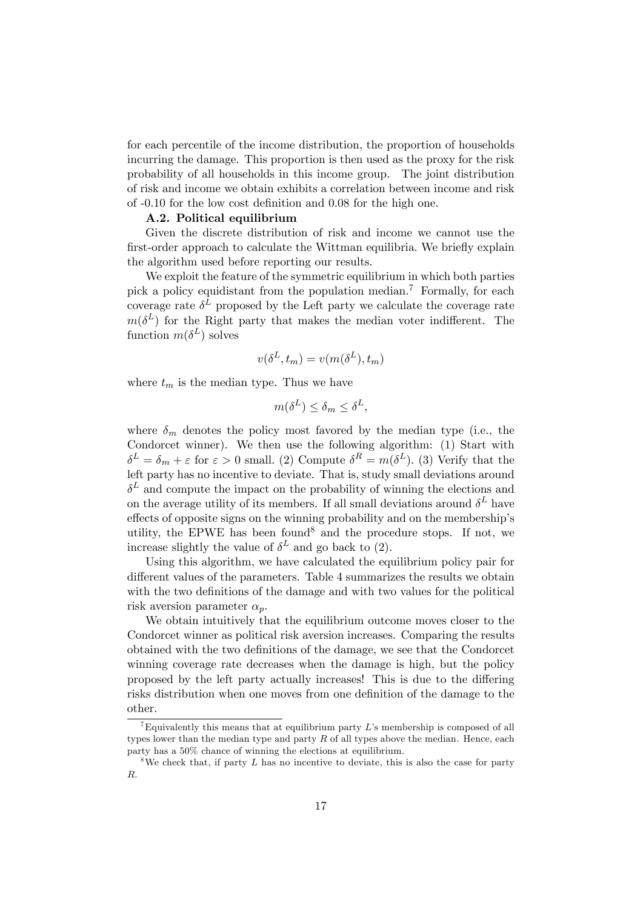for each percentile of the income distribution, the proportion of households incurring the damage. This proportion is then used as the proxy for the risk probability of all households in this income group. The joint distribution of risk and income we obtain exhibits a correlation between income and risk of -0.10 for the low cost definition and 0.08 for the high one.

**A.2. Political equilibrium**

Given the discrete distribution of risk and income we cannot use the first-order approach to calculate the Wittman equilibria. We briefly explain the algorithm used before reporting our results.

We exploit the feature of the symmetric equilibrium in which both parties pick a policy equidistant from the population median.[7] Formally, for each coverage rate $\delta^L$ proposed by the Left party we calculate the coverage rate $m(\delta^L)$ for the Right party that makes the median voter indifferent. The function $m(\delta^L)$ solves

$$v(\delta^L, t_m) = v(m(\delta^L), t_m)$$

where $t_m$ is the median type. Thus we have

$$m(\delta^L) \leq \delta_m \leq \delta^L,$$

where $\delta_m$ denotes the policy most favored by the median type (i.e., the Condorcet winner). We then use the following algorithm: (1) Start with $\delta^L = \delta_m + \varepsilon$ for $\varepsilon > 0$ small. (2) Compute $\delta^R = m(\delta^L)$. (3) Verify that the left party has no incentive to deviate. That is, study small deviations around $\delta^L$ and compute the impact on the probability of winning the elections and on the average utility of its members. If all small deviations around $\delta^L$ have effects of opposite signs on the winning probability and on the membership's utility, the EPWE has been found[8] and the procedure stops. If not, we increase slightly the value of $\delta^L$ and go back to (2).

Using this algorithm, we have calculated the equilibrium policy pair for different values of the parameters. Table 4 summarizes the results we obtain with the two definitions of the damage and with two values for the political risk aversion parameter $\alpha_p$.

We obtain intuitively that the equilibrium outcome moves closer to the Condorcet winner as political risk aversion increases. Comparing the results obtained with the two definitions of the damage, we see that the Condorcet winning coverage rate decreases when the damage is high, but the policy proposed by the left party actually increases! This is due to the differing risks distribution when one moves from one definition of the damage to the other.

---

[7] Equivalently this means that at equilibrium party $L$'s membership is composed of all types lower than the median type and party $R$ of all types above the median. Hence, each party has a 50% chance of winning the elections at equilibrium.

[8] We check that, if party $L$ has no incentive to deviate, this is also the case for party $R$.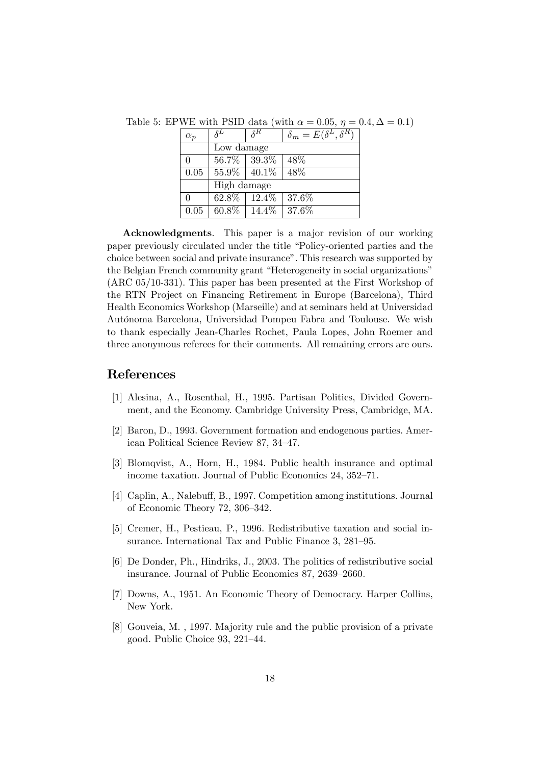Table 5: EPWE with PSID data (with $\alpha = 0.05$, $\eta = 0.4, \Delta = 0.1$)

| $\alpha_p$ | $\delta^L$ | $\delta^R$ | $\delta_m = E(\delta^L, \delta^R)$ |
|---|---|---|---|
| | Low damage | | |
| 0 | 56.7% | 39.3% | 48% |
| 0.05 | 55.9% | 40.1% | 48% |
| | High damage | | |
| 0 | 62.8% | 12.4% | 37.6% |
| 0.05 | 60.8% | 14.4% | 37.6% |

**Acknowledgments**. This paper is a major revision of our working paper previously circulated under the title "Policy-oriented parties and the choice between social and private insurance". This research was supported by the Belgian French community grant "Heterogeneity in social organizations" (ARC 05/10-331). This paper has been presented at the First Workshop of the RTN Project on Financing Retirement in Europe (Barcelona), Third Health Economics Workshop (Marseille) and at seminars held at Universidad Autónoma Barcelona, Universidad Pompeu Fabra and Toulouse. We wish to thank especially Jean-Charles Rochet, Paula Lopes, John Roemer and three anonymous referees for their comments. All remaining errors are ours.

# References

[1] Alesina, A., Rosenthal, H., 1995. Partisan Politics, Divided Government, and the Economy. Cambridge University Press, Cambridge, MA.

[2] Baron, D., 1993. Government formation and endogenous parties. American Political Science Review 87, 34–47.

[3] Blomqvist, A., Horn, H., 1984. Public health insurance and optimal income taxation. Journal of Public Economics 24, 352–71.

[4] Caplin, A., Nalebuff, B., 1997. Competition among institutions. Journal of Economic Theory 72, 306–342.

[5] Cremer, H., Pestieau, P., 1996. Redistributive taxation and social insurance. International Tax and Public Finance 3, 281–95.

[6] De Donder, Ph., Hindriks, J., 2003. The politics of redistributive social insurance. Journal of Public Economics 87, 2639–2660.

[7] Downs, A., 1951. An Economic Theory of Democracy. Harper Collins, New York.

[8] Gouveia, M. , 1997. Majority rule and the public provision of a private good. Public Choice 93, 221–44.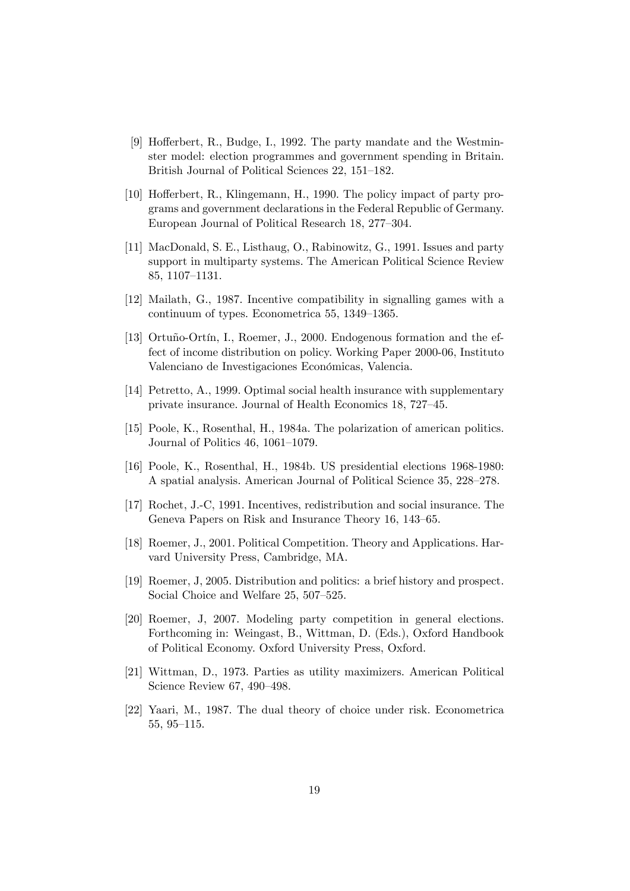[9] Hofferbert, R., Budge, I., 1992. The party mandate and the Westminster model: election programmes and government spending in Britain. British Journal of Political Sciences 22, 151–182.

[10] Hofferbert, R., Klingemann, H., 1990. The policy impact of party programs and government declarations in the Federal Republic of Germany. European Journal of Political Research 18, 277–304.

[11] MacDonald, S. E., Listhaug, O., Rabinowitz, G., 1991. Issues and party support in multiparty systems. The American Political Science Review 85, 1107–1131.

[12] Mailath, G., 1987. Incentive compatibility in signalling games with a continuum of types. Econometrica 55, 1349–1365.

[13] Ortuño-Ortín, I., Roemer, J., 2000. Endogenous formation and the effect of income distribution on policy. Working Paper 2000-06, Instituto Valenciano de Investigaciones Económicas, Valencia.

[14] Petretto, A., 1999. Optimal social health insurance with supplementary private insurance. Journal of Health Economics 18, 727–45.

[15] Poole, K., Rosenthal, H., 1984a. The polarization of american politics. Journal of Politics 46, 1061–1079.

[16] Poole, K., Rosenthal, H., 1984b. US presidential elections 1968-1980: A spatial analysis. American Journal of Political Science 35, 228–278.

[17] Rochet, J.-C, 1991. Incentives, redistribution and social insurance. The Geneva Papers on Risk and Insurance Theory 16, 143–65.

[18] Roemer, J., 2001. Political Competition. Theory and Applications. Harvard University Press, Cambridge, MA.

[19] Roemer, J, 2005. Distribution and politics: a brief history and prospect. Social Choice and Welfare 25, 507–525.

[20] Roemer, J, 2007. Modeling party competition in general elections. Forthcoming in: Weingast, B., Wittman, D. (Eds.), Oxford Handbook of Political Economy. Oxford University Press, Oxford.

[21] Wittman, D., 1973. Parties as utility maximizers. American Political Science Review 67, 490–498.

[22] Yaari, M., 1987. The dual theory of choice under risk. Econometrica 55, 95–115.